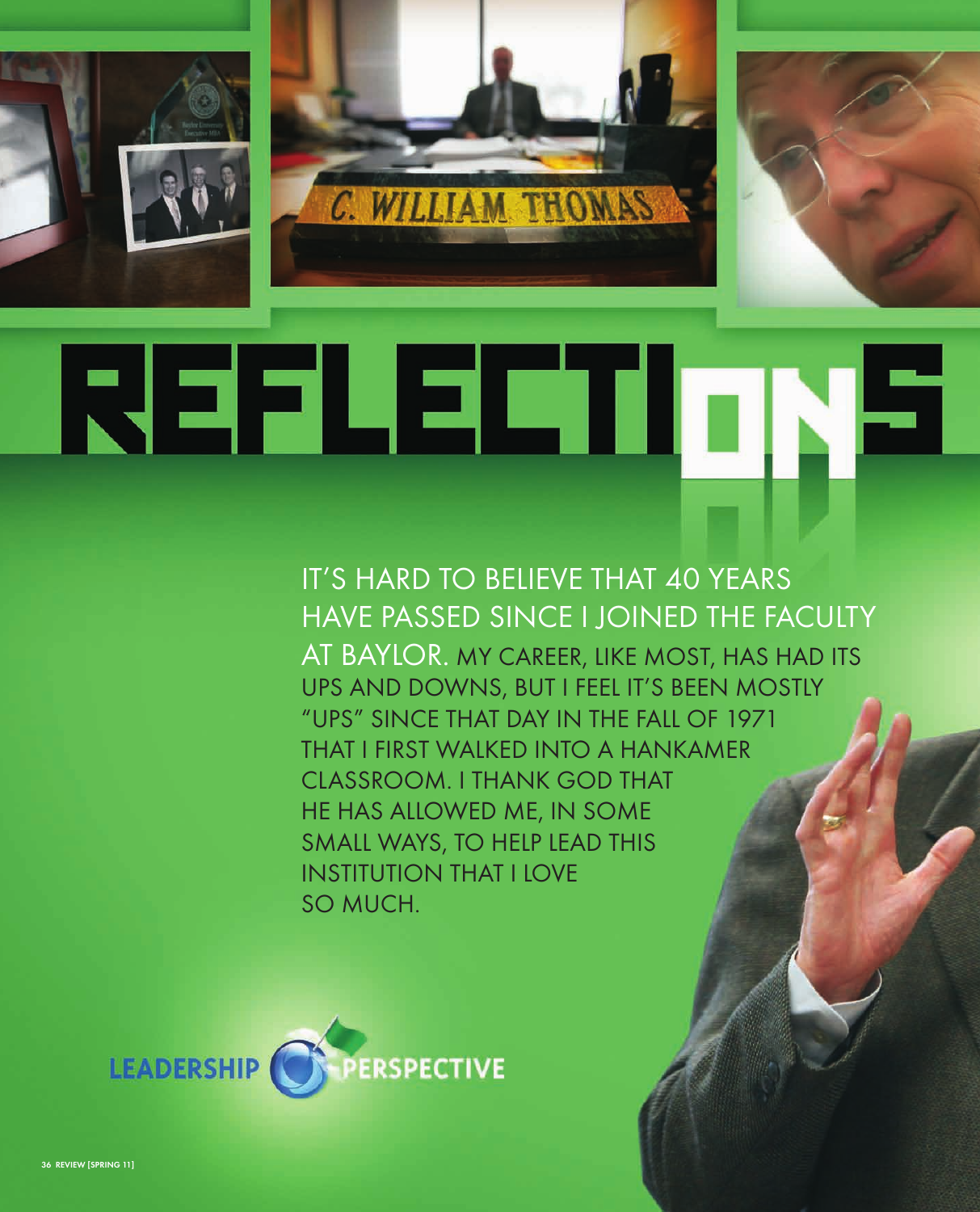# REFLECTIONS

IT'S HARD TO BELIEVE THAT 40 YEARS HAVE PASSED SINCE I JOINED THE FACULTY AT BAYLOR. MY CAREER, LIKE MOST, HAS HAD ITS UPS AND DOWNS, BUT I FEEL IT'S BEEN MOSTLY "UPS" SINCE THAT DAY IN THE FALL OF 1971 THAT I FIRST WALKED INTO A HANKAMER CLASSROOM. I THANK GOD THAT HE HAS ALLOWED ME, IN SOME SMALL WAYS, TO HELP LEAD THIS INSTITUTION THAT I LOVE SO MUCH.

LEADERSHIP PERSPECTIVE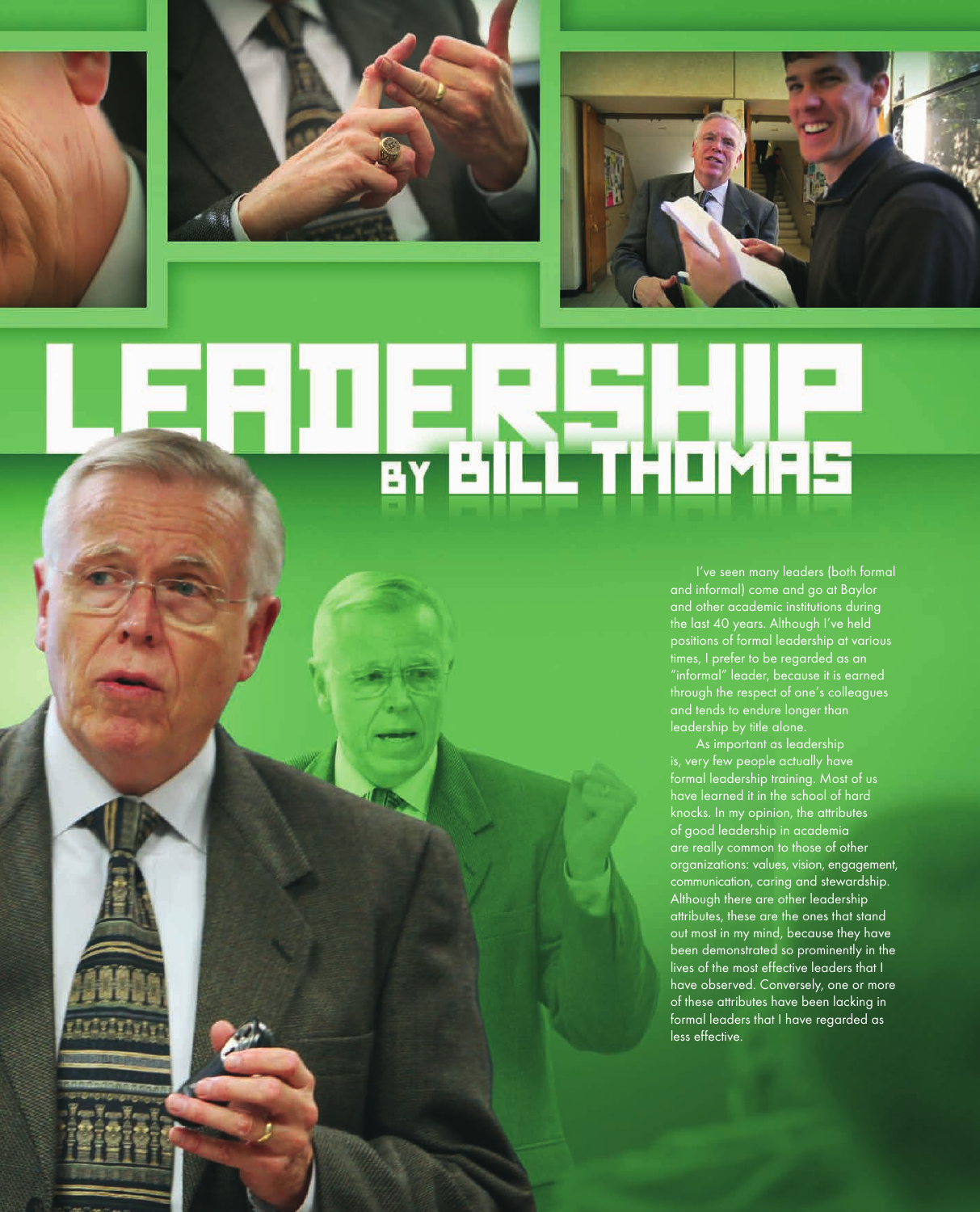# LEADERSHIP

## BY BILL THOMAS

I've seen many leaders (both formal and informal) come and go at Baylor and other academic institutions during the last 40 years. Although I've held positions of formal leadership at various times, I prefer to be regarded as an "informal" leader, because it is earned through the respect of one's colleagues and tends to endure longer than leadership by title alone.

As important as leadership is, very few people actually have formal leadership training. Most of us have learned it in the school of hard knocks. In my opinion, the attributes of good leadership in academia are really common to those of other organizations: values, vision, engagement, communication, caring and stewardship. Although there are other leadership attributes, these are the ones that stand out most in my mind, because they have been demonstrated so prominently in the lives of the most effective leaders that I have observed. Conversely, one or more of these attributes have been lacking in formal leaders that I have regarded as less effective.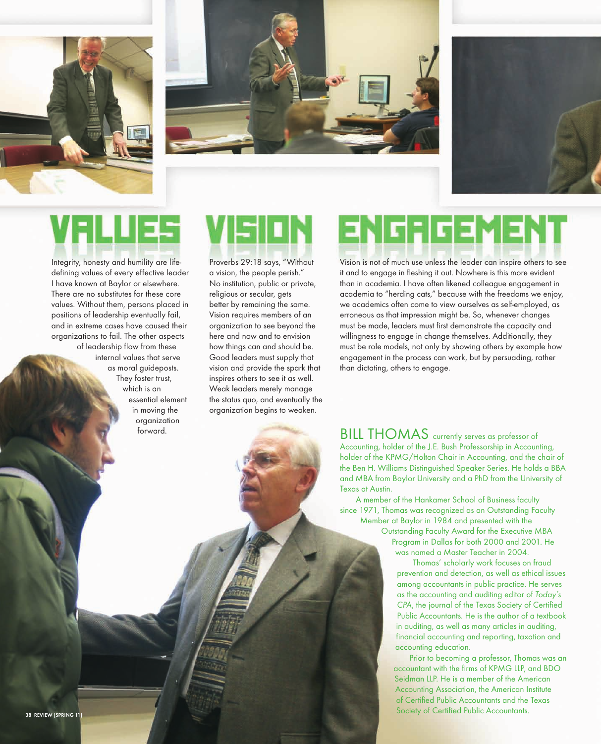## VALUES

Integrity, honesty and humility are life-defining values of every effective leader I have known at Baylor or elsewhere. There are no substitutes for these core values. Without them, persons placed in positions of leadership eventually fail, and in extreme cases have caused their organizations to fail. The other aspects of leadership flow from these internal values that serve as moral guideposts. They foster trust, which is an essential element in moving the organization forward.

## VISION

Proverbs 29:18 says, "Without a vision, the people perish." No institution, public or private, religious or secular, gets better by remaining the same. Vision requires members of an organization to see beyond the here and now and to envision how things can and should be. Good leaders must supply that vision and provide the spark that inspires others to see it as well. Weak leaders merely manage the status quo, and eventually the organization begins to weaken.

## ENGAGEMENT

Vision is not of much use unless the leader can inspire others to see it and to engage in fleshing it out. Nowhere is this more evident than in academia. I have often likened colleague engagement in academia to "herding cats," because with the freedoms we enjoy, we academics often come to view ourselves as self-employed, as erroneous as that impression might be. So, whenever changes must be made, leaders must first demonstrate the capacity and willingness to engage in change themselves. Additionally, they must be role models, not only by showing others by example how engagement in the process can work, but by persuading, rather than dictating, others to engage.

**BILL THOMAS** currently serves as professor of Accounting, holder of the J.E. Bush Professorship in Accounting, holder of the KPMG/Holton Chair in Accounting, and the chair of the Ben H. Williams Distinguished Speaker Series. He holds a BBA and MBA from Baylor University and a PhD from the University of Texas at Austin.

A member of the Hankamer School of Business faculty since 1971, Thomas was recognized as an Outstanding Faculty Member at Baylor in 1984 and presented with the Outstanding Faculty Award for the Executive MBA Program in Dallas for both 2000 and 2001. He was named a Master Teacher in 2004.

Thomas' scholarly work focuses on fraud prevention and detection, as well as ethical issues among accountants in public practice. He serves as the accounting and auditing editor of *Today's CPA*, the journal of the Texas Society of Certified Public Accountants. He is the author of a textbook in auditing, as well as many articles in auditing, financial accounting and reporting, taxation and accounting education.

Prior to becoming a professor, Thomas was an accountant with the firms of KPMG LLP, and BDO Seidman LLP. He is a member of the American Accounting Association, the American Institute of Certified Public Accountants and the Texas Society of Certified Public Accountants.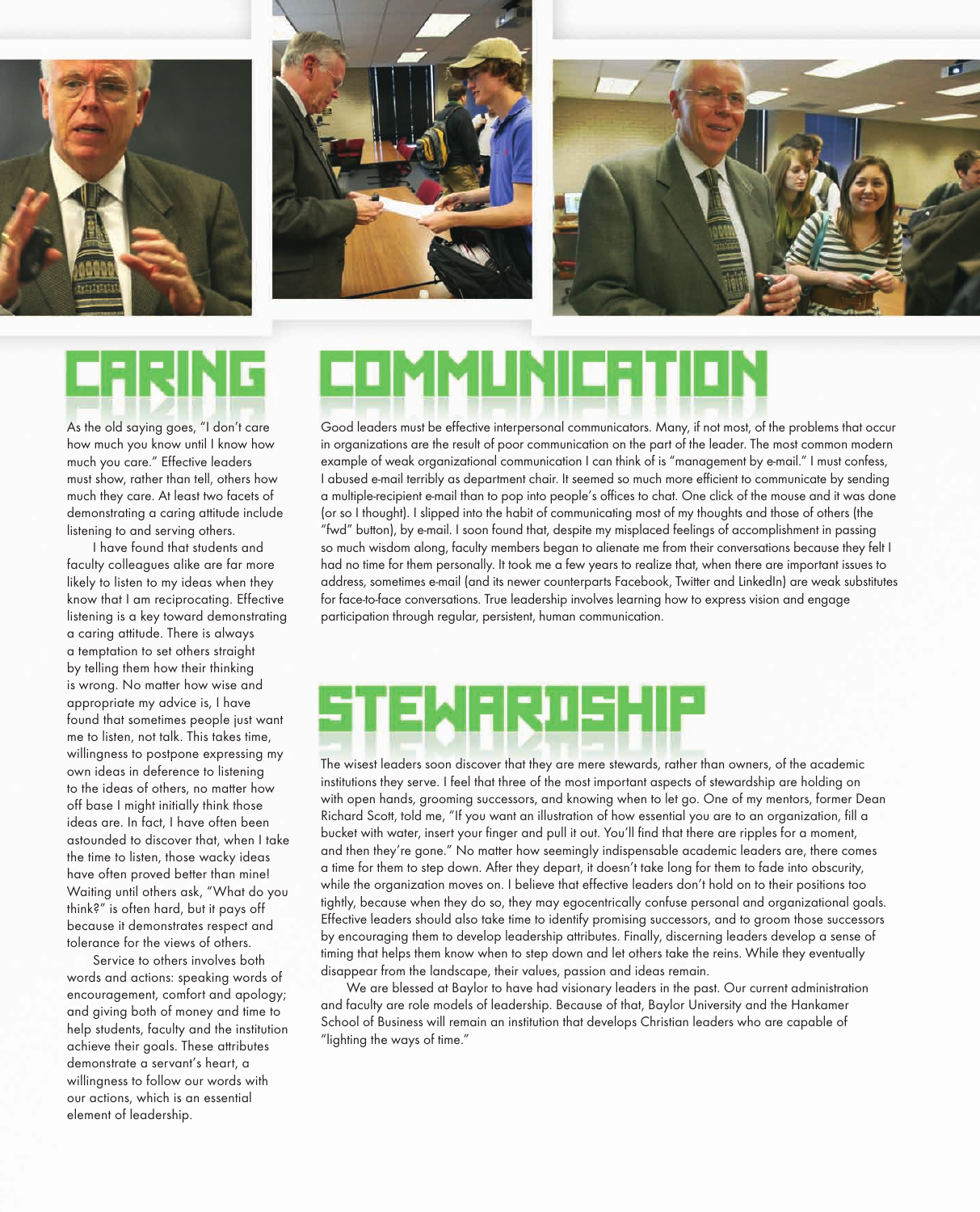## CARING

As the old saying goes, "I don't care how much you know until I know how much you care." Effective leaders must show, rather than tell, others how much they care. At least two facets of demonstrating a caring attitude include listening to and serving others.

I have found that students and faculty colleagues alike are far more likely to listen to my ideas when they know that I am reciprocating. Effective listening is a key toward demonstrating a caring attitude. There is always a temptation to set others straight by telling them how their thinking is wrong. No matter how wise and appropriate my advice is, I have found that sometimes people just want me to listen, not talk. This takes time, willingness to postpone expressing my own ideas in deference to listening to the ideas of others, no matter how off base I might initially think those ideas are. In fact, I have often been astounded to discover that, when I take the time to listen, those wacky ideas have often proved better than mine! Waiting until others ask, "What do you think?" is often hard, but it pays off because it demonstrates respect and tolerance for the views of others.

Service to others involves both words and actions: speaking words of encouragement, comfort and apology; and giving both of money and time to help students, faculty and the institution achieve their goals. These attributes demonstrate a servant's heart, a willingness to follow our words with our actions, which is an essential element of leadership.

## COMMUNICATION

Good leaders must be effective interpersonal communicators. Many, if not most, of the problems that occur in organizations are the result of poor communication on the part of the leader. The most common modern example of weak organizational communication I can think of is "management by e-mail." I must confess, I abused e-mail terribly as department chair. It seemed so much more efficient to communicate by sending a multiple-recipient e-mail than to pop into people's offices to chat. One click of the mouse and it was done (or so I thought). I slipped into the habit of communicating most of my thoughts and those of others (the "fwd" button), by e-mail. I soon found that, despite my misplaced feelings of accomplishment in passing so much wisdom along, faculty members began to alienate me from their conversations because they felt I had no time for them personally. It took me a few years to realize that, when there are important issues to address, sometimes e-mail (and its newer counterparts Facebook, Twitter and LinkedIn) are weak substitutes for face-to-face conversations. True leadership involves learning how to express vision and engage participation through regular, persistent, human communication.

## STEWARDSHIP

The wisest leaders soon discover that they are mere stewards, rather than owners, of the academic institutions they serve. I feel that three of the most important aspects of stewardship are holding on with open hands, grooming successors, and knowing when to let go. One of my mentors, former Dean Richard Scott, told me, "If you want an illustration of how essential you are to an organization, fill a bucket with water, insert your finger and pull it out. You'll find that there are ripples for a moment, and then they're gone." No matter how seemingly indispensable academic leaders are, there comes a time for them to step down. After they depart, it doesn't take long for them to fade into obscurity, while the organization moves on. I believe that effective leaders don't hold on to their positions too tightly, because when they do so, they may egocentrically confuse personal and organizational goals. Effective leaders should also take time to identify promising successors, and to groom those successors by encouraging them to develop leadership attributes. Finally, discerning leaders develop a sense of timing that helps them know when to step down and let others take the reins. While they eventually disappear from the landscape, their values, passion and ideas remain.

We are blessed at Baylor to have had visionary leaders in the past. Our current administration and faculty are role models of leadership. Because of that, Baylor University and the Hankamer School of Business will remain an institution that develops Christian leaders who are capable of "lighting the ways of time."